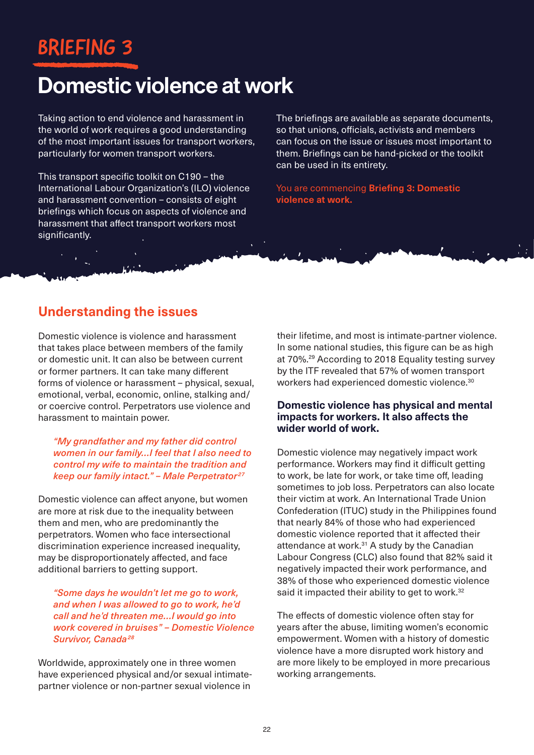# BRIEFING 3

# Domestic violence at work

Taking action to end violence and harassment in the world of work requires a good understanding of the most important issues for transport workers, particularly for women transport workers.

This transport specific toolkit on C190 – the International Labour Organization's (ILO) violence and harassment convention – consists of eight briefings which focus on aspects of violence and harassment that affect transport workers most significantly.

The briefings are available as separate documents, so that unions, officials, activists and members can focus on the issue or issues most important to them. Briefings can be hand-picked or the toolkit can be used in its entirety.

You are commencing **Briefing 3: Domestic violence at work.**

## Understanding the issues

Domestic violence is violence and harassment that takes place between members of the family or domestic unit. It can also be between current or former partners. It can take many different forms of violence or harassment – physical, sexual, emotional, verbal, economic, online, stalking and/or coercive control. Perpetrators use violence and harassment to maintain power.

> *"My grandfather and my father did control women in our family...I feel that I also need to control my wife to maintain the tradition and keep our family intact." – Male Perpetrator*[27]

Domestic violence can affect anyone, but women are more at risk due to the inequality between them and men, who are predominantly the perpetrators. Women who face intersectional discrimination experience increased inequality, may be disproportionately affected, and face additional barriers to getting support.

> *"Some days he wouldn't let me go to work, and when I was allowed to go to work, he'd call and he'd threaten me...I would go into work covered in bruises" – Domestic Violence Survivor, Canada*[28]

Worldwide, approximately one in three women have experienced physical and/or sexual intimate-partner violence or non-partner sexual violence in their lifetime, and most is intimate-partner violence. In some national studies, this figure can be as high at 70%.[29] According to 2018 Equality testing survey by the ITF revealed that 57% of women transport workers had experienced domestic violence.[30]

### Domestic violence has physical and mental impacts for workers. It also affects the wider world of work.

Domestic violence may negatively impact work performance. Workers may find it difficult getting to work, be late for work, or take time off, leading sometimes to job loss. Perpetrators can also locate their victim at work. An International Trade Union Confederation (ITUC) study in the Philippines found that nearly 84% of those who had experienced domestic violence reported that it affected their attendance at work.[31] A study by the Canadian Labour Congress (CLC) also found that 82% said it negatively impacted their work performance, and 38% of those who experienced domestic violence said it impacted their ability to get to work.[32]

The effects of domestic violence often stay for years after the abuse, limiting women's economic empowerment. Women with a history of domestic violence have a more disrupted work history and are more likely to be employed in more precarious working arrangements.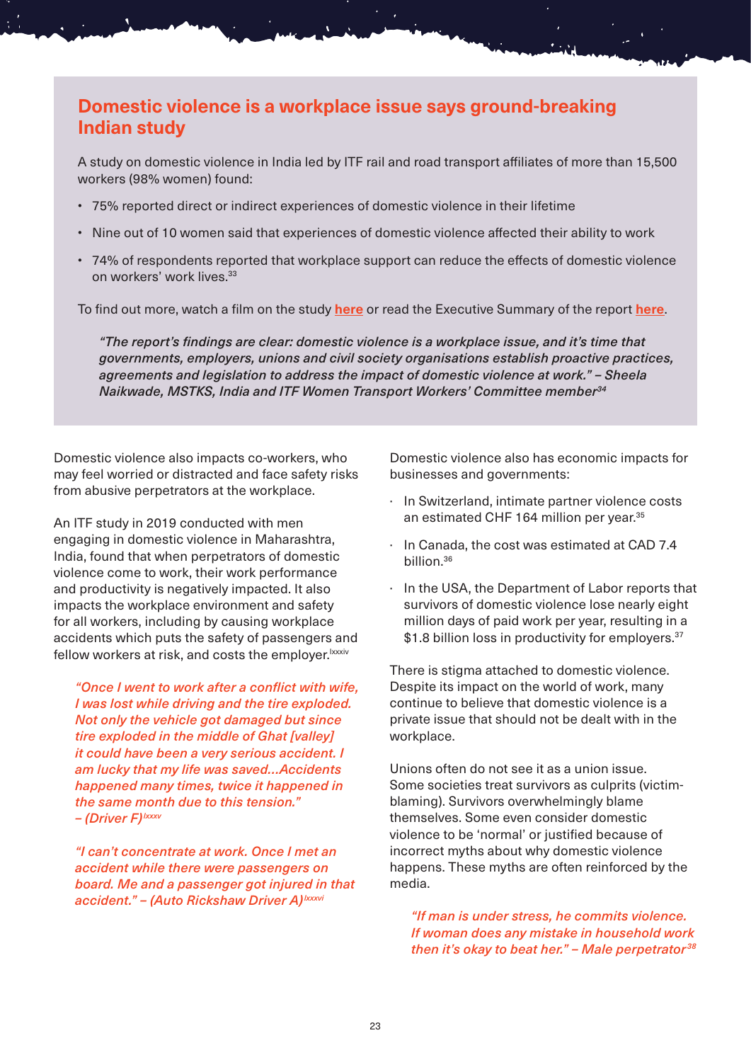## Domestic violence is a workplace issue says ground-breaking Indian study

A study on domestic violence in India led by ITF rail and road transport affiliates of more than 15,500 workers (98% women) found:

- 75% reported direct or indirect experiences of domestic violence in their lifetime
- Nine out of 10 women said that experiences of domestic violence affected their ability to work
- 74% of respondents reported that workplace support can reduce the effects of domestic violence on workers' work lives.[33]

To find out more, watch a film on the study **here** or read the Executive Summary of the report **here**.

> ***"The report's findings are clear: domestic violence is a workplace issue, and it's time that governments, employers, unions and civil society organisations establish proactive practices, agreements and legislation to address the impact of domestic violence at work." – Sheela Naikwade, MSTKS, India and ITF Women Transport Workers' Committee member[34]***

Domestic violence also impacts co-workers, who may feel worried or distracted and face safety risks from abusive perpetrators at the workplace.

An ITF study in 2019 conducted with men engaging in domestic violence in Maharashtra, India, found that when perpetrators of domestic violence come to work, their work performance and productivity is negatively impacted. It also impacts the workplace environment and safety for all workers, including by causing workplace accidents which puts the safety of passengers and fellow workers at risk, and costs the employer.[lxxxiv]

> ***"Once I went to work after a conflict with wife, I was lost while driving and the tire exploded. Not only the vehicle got damaged but since tire exploded in the middle of Ghat [valley] it could have been a very serious accident. I am lucky that my life was saved...Accidents happened many times, twice it happened in the same month due to this tension." – (Driver F)[lxxxv]***

> ***"I can't concentrate at work. Once I met an accident while there were passengers on board. Me and a passenger got injured in that accident." – (Auto Rickshaw Driver A)[lxxxvi]***

Domestic violence also has economic impacts for businesses and governments:

- In Switzerland, intimate partner violence costs an estimated CHF 164 million per year.[35]
- In Canada, the cost was estimated at CAD 7.4 billion.[36]
- In the USA, the Department of Labor reports that survivors of domestic violence lose nearly eight million days of paid work per year, resulting in a $1.8 billion loss in productivity for employers.[37]

There is stigma attached to domestic violence. Despite its impact on the world of work, many continue to believe that domestic violence is a private issue that should not be dealt with in the workplace.

Unions often do not see it as a union issue. Some societies treat survivors as culprits (victim-blaming). Survivors overwhelmingly blame themselves. Some even consider domestic violence to be 'normal' or justified because of incorrect myths about why domestic violence happens. These myths are often reinforced by the media.

> ***"If man is under stress, he commits violence. If woman does any mistake in household work then it's okay to beat her." – Male perpetrator[38]***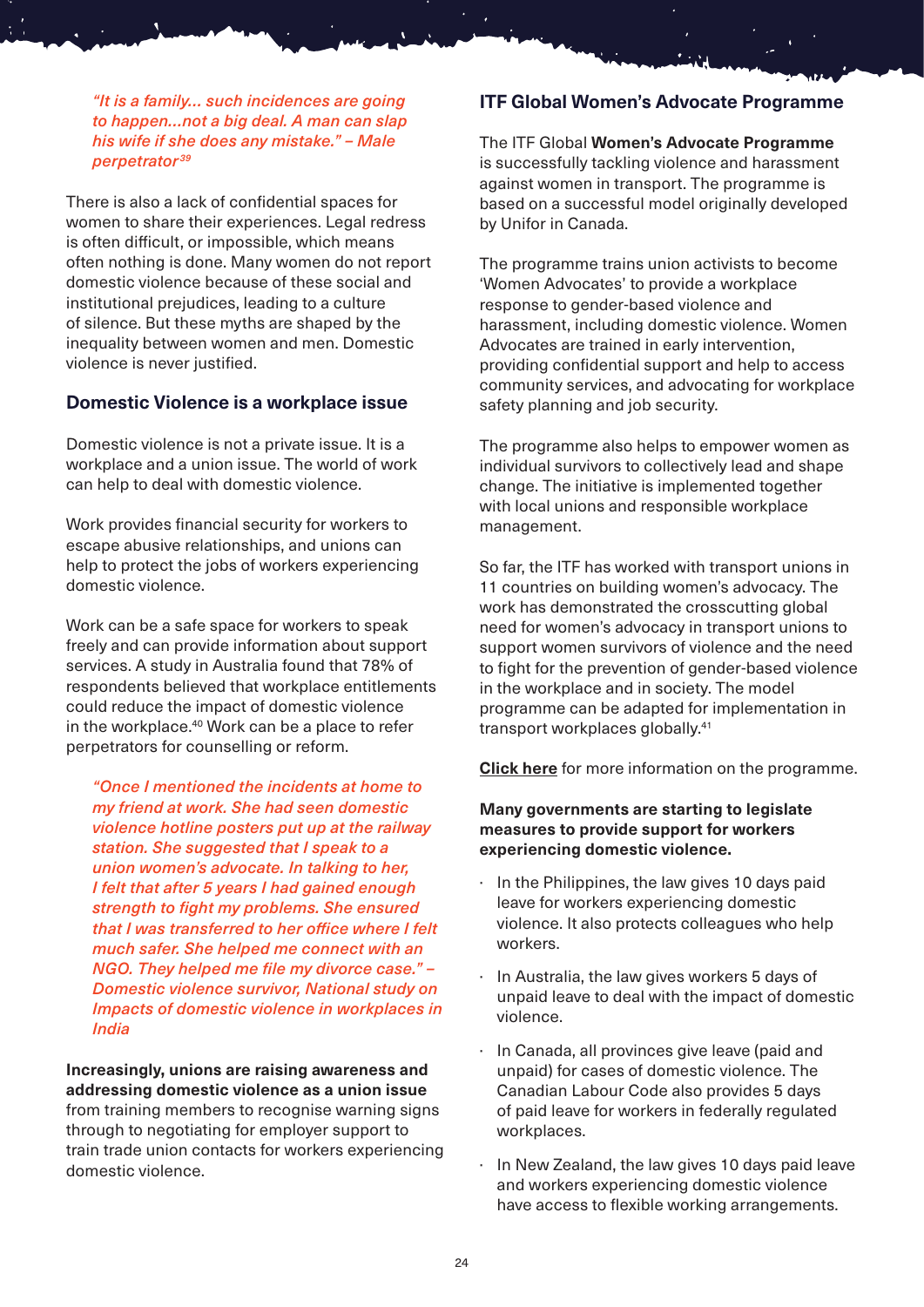*"It is a family... such incidences are going to happen...not a big deal. A man can slap his wife if she does any mistake." – Male perpetrator*[39]

There is also a lack of confidential spaces for women to share their experiences. Legal redress is often difficult, or impossible, which means often nothing is done. Many women do not report domestic violence because of these social and institutional prejudices, leading to a culture of silence. But these myths are shaped by the inequality between women and men. Domestic violence is never justified.

### Domestic Violence is a workplace issue

Domestic violence is not a private issue. It is a workplace and a union issue. The world of work can help to deal with domestic violence.

Work provides financial security for workers to escape abusive relationships, and unions can help to protect the jobs of workers experiencing domestic violence.

Work can be a safe space for workers to speak freely and can provide information about support services. A study in Australia found that 78% of respondents believed that workplace entitlements could reduce the impact of domestic violence in the workplace.[40] Work can be a place to refer perpetrators for counselling or reform.

*"Once I mentioned the incidents at home to my friend at work. She had seen domestic violence hotline posters put up at the railway station. She suggested that I speak to a union women's advocate. In talking to her, I felt that after 5 years I had gained enough strength to fight my problems. She ensured that I was transferred to her office where I felt much safer. She helped me connect with an NGO. They helped me file my divorce case." – Domestic violence survivor, National study on Impacts of domestic violence in workplaces in India*

**Increasingly, unions are raising awareness and addressing domestic violence as a union issue** from training members to recognise warning signs through to negotiating for employer support to train trade union contacts for workers experiencing domestic violence.

### ITF Global Women's Advocate Programme

The ITF Global **Women's Advocate Programme** is successfully tackling violence and harassment against women in transport. The programme is based on a successful model originally developed by Unifor in Canada.

The programme trains union activists to become 'Women Advocates' to provide a workplace response to gender-based violence and harassment, including domestic violence. Women Advocates are trained in early intervention, providing confidential support and help to access community services, and advocating for workplace safety planning and job security.

The programme also helps to empower women as individual survivors to collectively lead and shape change. The initiative is implemented together with local unions and responsible workplace management.

So far, the ITF has worked with transport unions in 11 countries on building women's advocacy. The work has demonstrated the crosscutting global need for women's advocacy in transport unions to support women survivors of violence and the need to fight for the prevention of gender-based violence in the workplace and in society. The model programme can be adapted for implementation in transport workplaces globally.[41]

**Click here** for more information on the programme.

**Many governments are starting to legislate measures to provide support for workers experiencing domestic violence.**

- In the Philippines, the law gives 10 days paid leave for workers experiencing domestic violence. It also protects colleagues who help workers.
- In Australia, the law gives workers 5 days of unpaid leave to deal with the impact of domestic violence.
- In Canada, all provinces give leave (paid and unpaid) for cases of domestic violence. The Canadian Labour Code also provides 5 days of paid leave for workers in federally regulated workplaces.
- In New Zealand, the law gives 10 days paid leave and workers experiencing domestic violence have access to flexible working arrangements.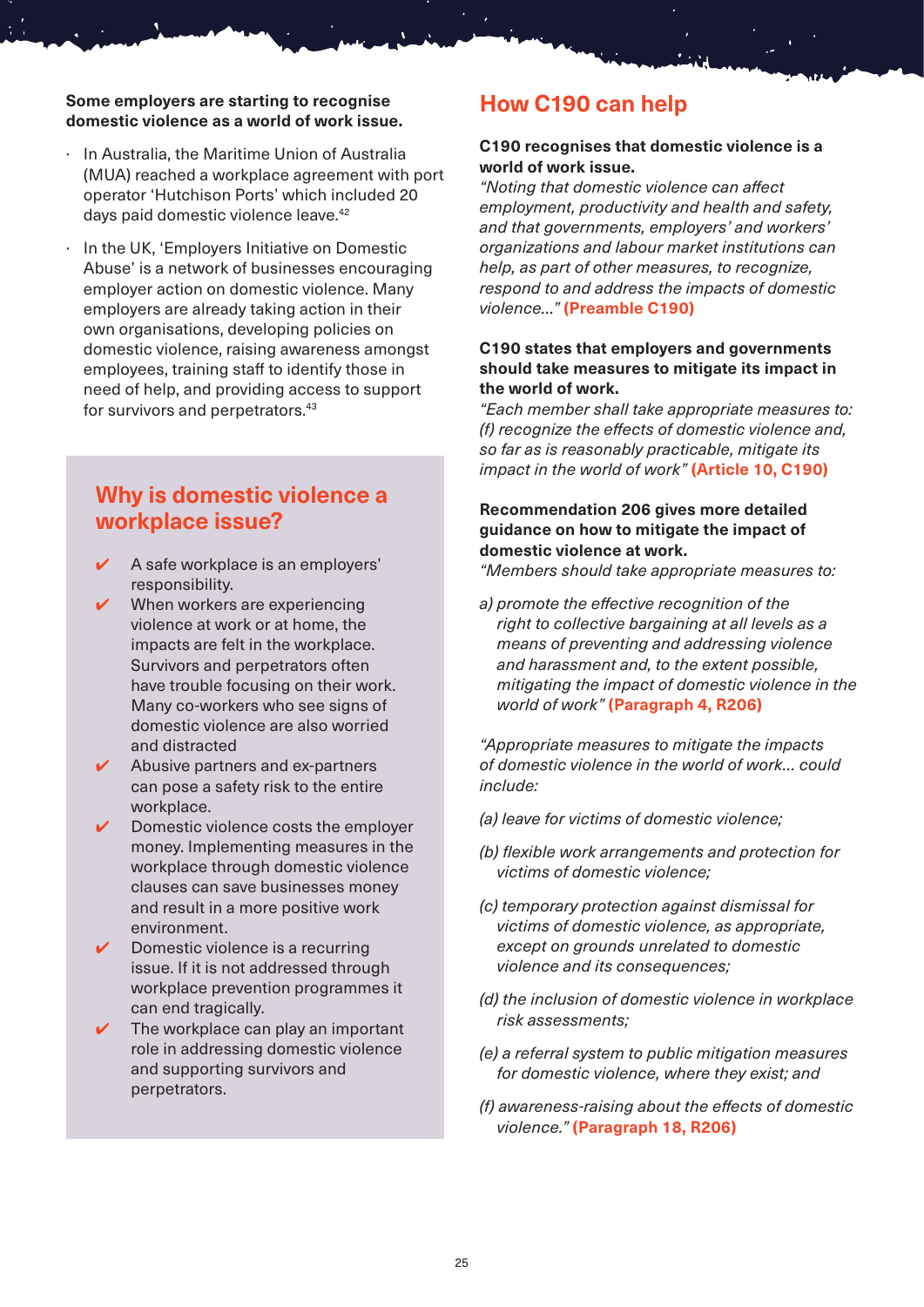**Some employers are starting to recognise domestic violence as a world of work issue.**

- In Australia, the Maritime Union of Australia (MUA) reached a workplace agreement with port operator 'Hutchison Ports' which included 20 days paid domestic violence leave.[42]
- In the UK, 'Employers Initiative on Domestic Abuse' is a network of businesses encouraging employer action on domestic violence. Many employers are already taking action in their own organisations, developing policies on domestic violence, raising awareness amongst employees, training staff to identify those in need of help, and providing access to support for survivors and perpetrators.[43]

## Why is domestic violence a workplace issue?

- ✔ A safe workplace is an employers' responsibility.
- ✔ When workers are experiencing violence at work or at home, the impacts are felt in the workplace. Survivors and perpetrators often have trouble focusing on their work. Many co-workers who see signs of domestic violence are also worried and distracted
- ✔ Abusive partners and ex-partners can pose a safety risk to the entire workplace.
- ✔ Domestic violence costs the employer money. Implementing measures in the workplace through domestic violence clauses can save businesses money and result in a more positive work environment.
- ✔ Domestic violence is a recurring issue. If it is not addressed through workplace prevention programmes it can end tragically.
- ✔ The workplace can play an important role in addressing domestic violence and supporting survivors and perpetrators.

## How C190 can help

**C190 recognises that domestic violence is a world of work issue.**
*"Noting that domestic violence can affect employment, productivity and health and safety, and that governments, employers' and workers' organizations and labour market institutions can help, as part of other measures, to recognize, respond to and address the impacts of domestic violence..."* **(Preamble C190)**

**C190 states that employers and governments should take measures to mitigate its impact in the world of work.**
*"Each member shall take appropriate measures to: (f) recognize the effects of domestic violence and, so far as is reasonably practicable, mitigate its impact in the world of work"* **(Article 10, C190)**

**Recommendation 206 gives more detailed guidance on how to mitigate the impact of domestic violence at work.**
*"Members should take appropriate measures to:*

*a) promote the effective recognition of the right to collective bargaining at all levels as a means of preventing and addressing violence and harassment and, to the extent possible, mitigating the impact of domestic violence in the world of work"* **(Paragraph 4, R206)**

*"Appropriate measures to mitigate the impacts of domestic violence in the world of work... could include:*

*(a) leave for victims of domestic violence;*

*(b) flexible work arrangements and protection for victims of domestic violence;*

*(c) temporary protection against dismissal for victims of domestic violence, as appropriate, except on grounds unrelated to domestic violence and its consequences;*

*(d) the inclusion of domestic violence in workplace risk assessments;*

*(e) a referral system to public mitigation measures for domestic violence, where they exist; and*

*(f) awareness-raising about the effects of domestic violence."* **(Paragraph 18, R206)**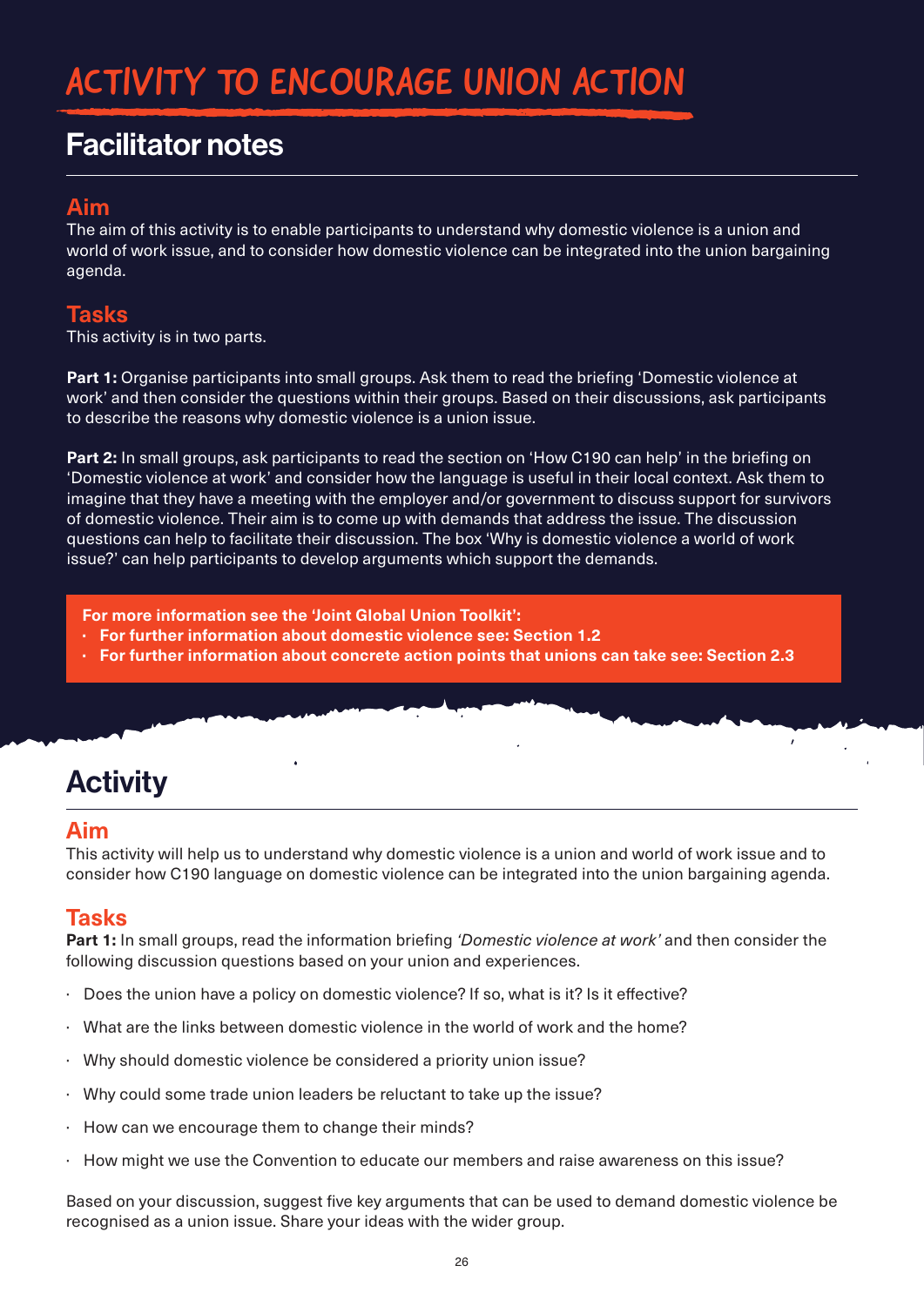# ACTIVITY TO ENCOURAGE UNION ACTION

## Facilitator notes

### Aim

The aim of this activity is to enable participants to understand why domestic violence is a union and world of work issue, and to consider how domestic violence can be integrated into the union bargaining agenda.

### Tasks

This activity is in two parts.

**Part 1:** Organise participants into small groups. Ask them to read the briefing 'Domestic violence at work' and then consider the questions within their groups. Based on their discussions, ask participants to describe the reasons why domestic violence is a union issue.

**Part 2:** In small groups, ask participants to read the section on 'How C190 can help' in the briefing on 'Domestic violence at work' and consider how the language is useful in their local context. Ask them to imagine that they have a meeting with the employer and/or government to discuss support for survivors of domestic violence. Their aim is to come up with demands that address the issue. The discussion questions can help to facilitate their discussion. The box 'Why is domestic violence a world of work issue?' can help participants to develop arguments which support the demands.

**For more information see the 'Joint Global Union Toolkit':**

- **For further information about domestic violence see: Section 1.2**
- **For further information about concrete action points that unions can take see: Section 2.3**

## Activity

### Aim

This activity will help us to understand why domestic violence is a union and world of work issue and to consider how C190 language on domestic violence can be integrated into the union bargaining agenda.

### Tasks

**Part 1:** In small groups, read the information briefing *'Domestic violence at work'* and then consider the following discussion questions based on your union and experiences.

- Does the union have a policy on domestic violence? If so, what is it? Is it effective?
- What are the links between domestic violence in the world of work and the home?
- Why should domestic violence be considered a priority union issue?
- Why could some trade union leaders be reluctant to take up the issue?
- How can we encourage them to change their minds?
- How might we use the Convention to educate our members and raise awareness on this issue?

Based on your discussion, suggest five key arguments that can be used to demand domestic violence be recognised as a union issue. Share your ideas with the wider group.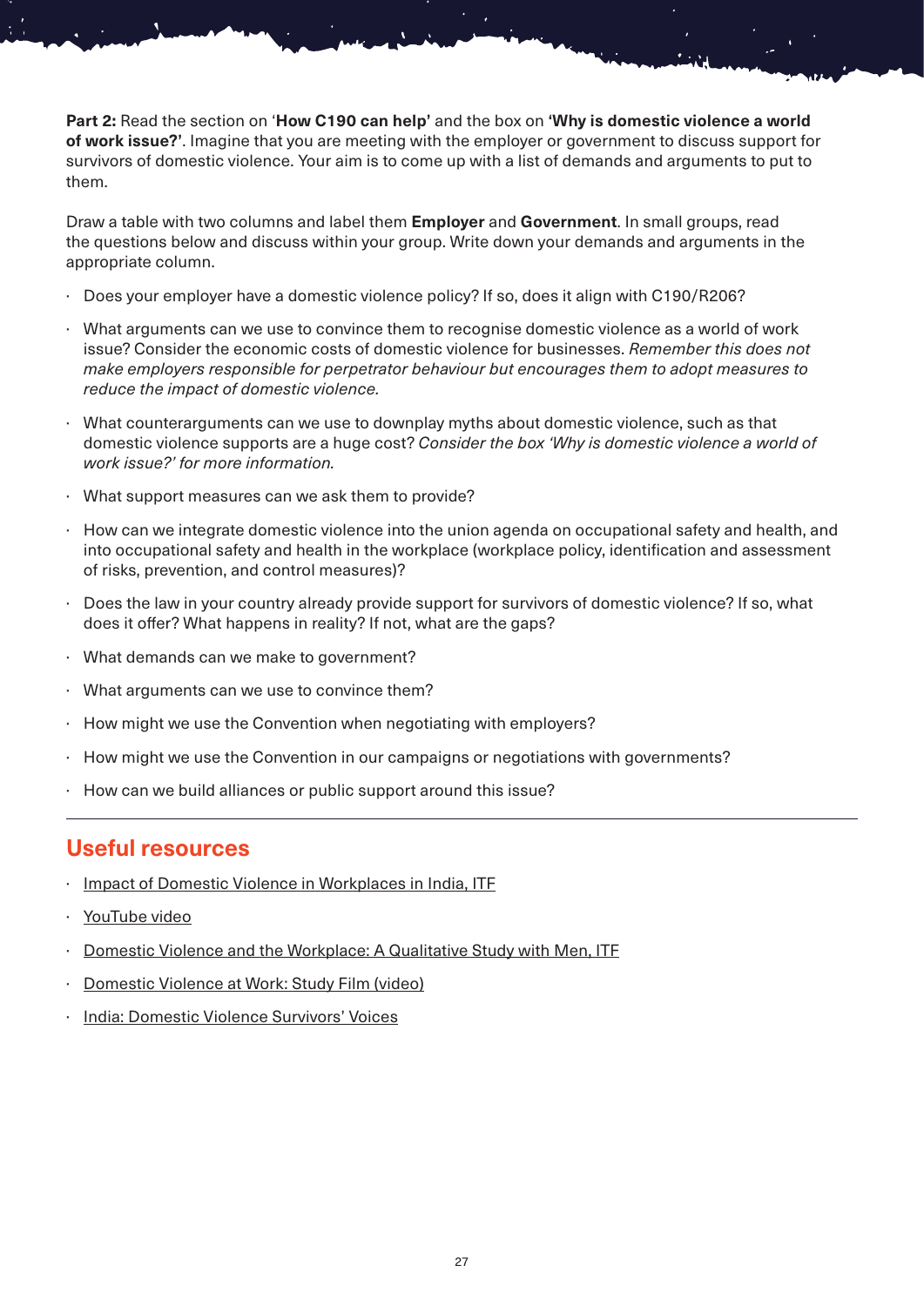**Part 2:** Read the section on '**How C190 can help**' and the box on **'Why is domestic violence a world of work issue?'**. Imagine that you are meeting with the employer or government to discuss support for survivors of domestic violence. Your aim is to come up with a list of demands and arguments to put to them.

Draw a table with two columns and label them **Employer** and **Government**. In small groups, read the questions below and discuss within your group. Write down your demands and arguments in the appropriate column.

- Does your employer have a domestic violence policy? If so, does it align with C190/R206?
- What arguments can we use to convince them to recognise domestic violence as a world of work issue? Consider the economic costs of domestic violence for businesses. *Remember this does not make employers responsible for perpetrator behaviour but encourages them to adopt measures to reduce the impact of domestic violence.*
- What counterarguments can we use to downplay myths about domestic violence, such as that domestic violence supports are a huge cost? *Consider the box 'Why is domestic violence a world of work issue?' for more information.*
- What support measures can we ask them to provide?
- How can we integrate domestic violence into the union agenda on occupational safety and health, and into occupational safety and health in the workplace (workplace policy, identification and assessment of risks, prevention, and control measures)?
- Does the law in your country already provide support for survivors of domestic violence? If so, what does it offer? What happens in reality? If not, what are the gaps?
- What demands can we make to government?
- What arguments can we use to convince them?
- How might we use the Convention when negotiating with employers?
- How might we use the Convention in our campaigns or negotiations with governments?
- How can we build alliances or public support around this issue?

---

## Useful resources

- Impact of Domestic Violence in Workplaces in India, ITF
- YouTube video
- Domestic Violence and the Workplace: A Qualitative Study with Men, ITF
- Domestic Violence at Work: Study Film (video)
- India: Domestic Violence Survivors' Voices